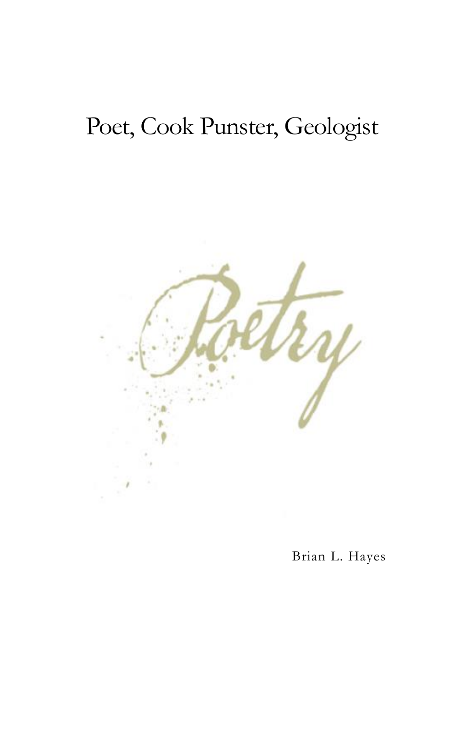# Poet, Cook Punster, Geologist

*Poetry*

Brian L. Hayes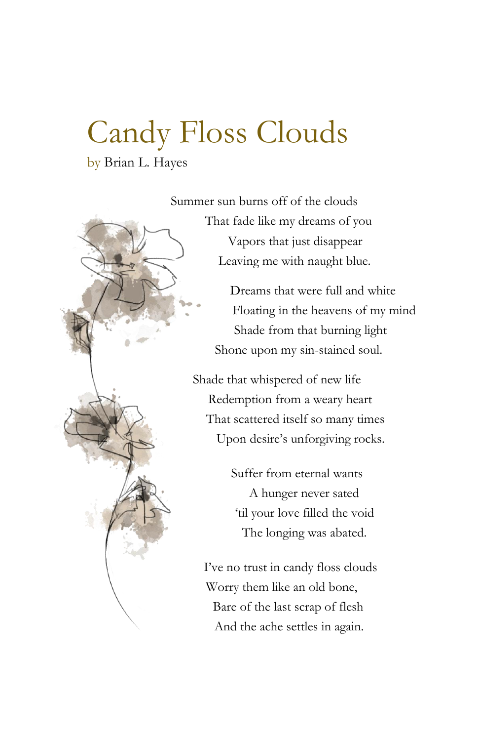# Candy Floss Clouds

by Brian L. Hayes

Summer sun burns off of the clouds
That fade like my dreams of you
Vapors that just disappear
Leaving me with naught blue.

Dreams that were full and white
Floating in the heavens of my mind
Shade from that burning light
Shone upon my sin-stained soul.

Shade that whispered of new life
Redemption from a weary heart
That scattered itself so many times
Upon desire's unforgiving rocks.

Suffer from eternal wants
A hunger never sated
'til your love filled the void
The longing was abated.

I've no trust in candy floss clouds
Worry them like an old bone,
Bare of the last scrap of flesh
And the ache settles in again.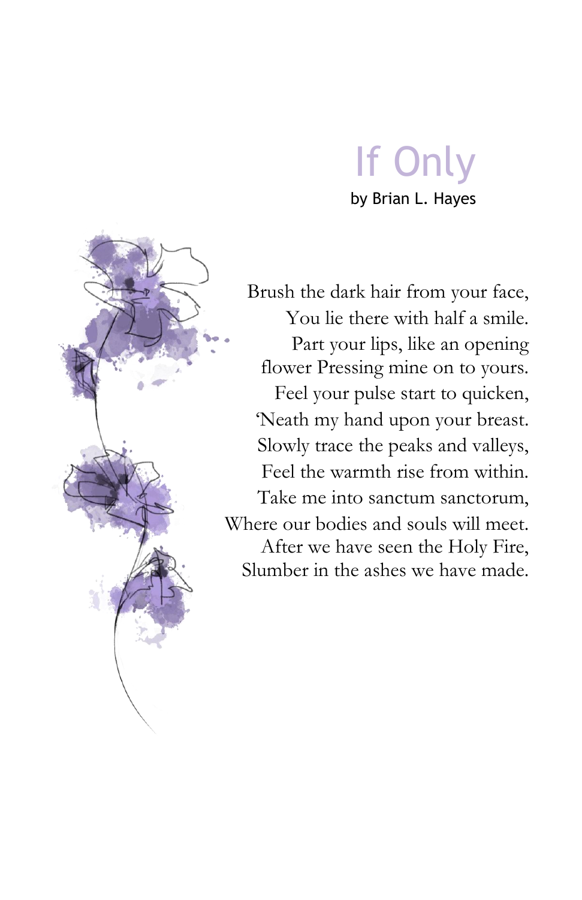# If Only

by Brian L. Hayes

Brush the dark hair from your face,
You lie there with half a smile.
Part your lips, like an opening
flower Pressing mine on to yours.
Feel your pulse start to quicken,
'Neath my hand upon your breast.
Slowly trace the peaks and valleys,
Feel the warmth rise from within.
Take me into sanctum sanctorum,
Where our bodies and souls will meet.
After we have seen the Holy Fire,
Slumber in the ashes we have made.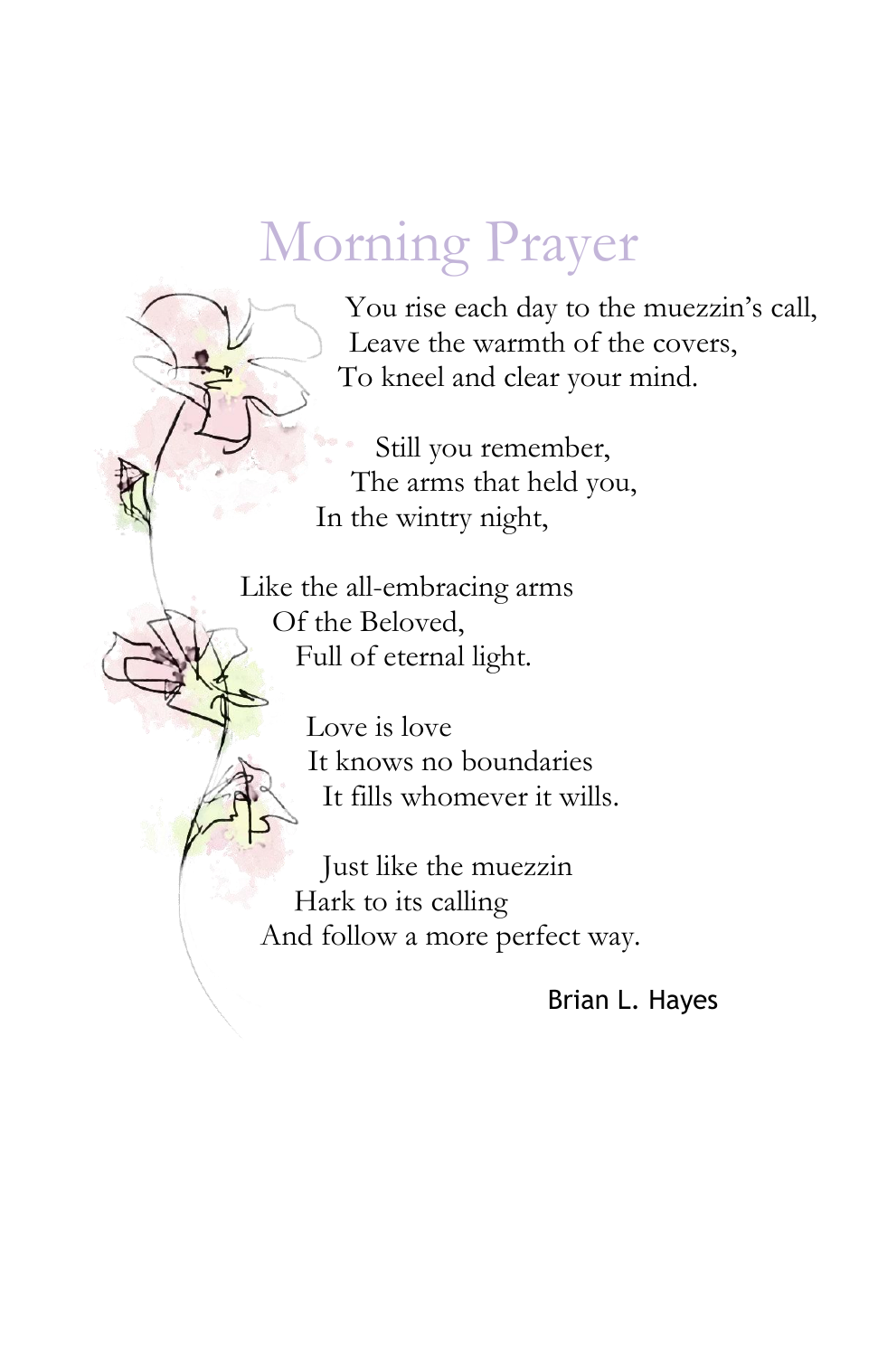# Morning Prayer

You rise each day to the muezzin's call,
Leave the warmth of the covers,
To kneel and clear your mind.

Still you remember,
The arms that held you,
In the wintry night,

Like the all-embracing arms
Of the Beloved,
Full of eternal light.

Love is love
It knows no boundaries
It fills whomever it wills.

Just like the muezzin
Hark to its calling
And follow a more perfect way.

Brian L. Hayes